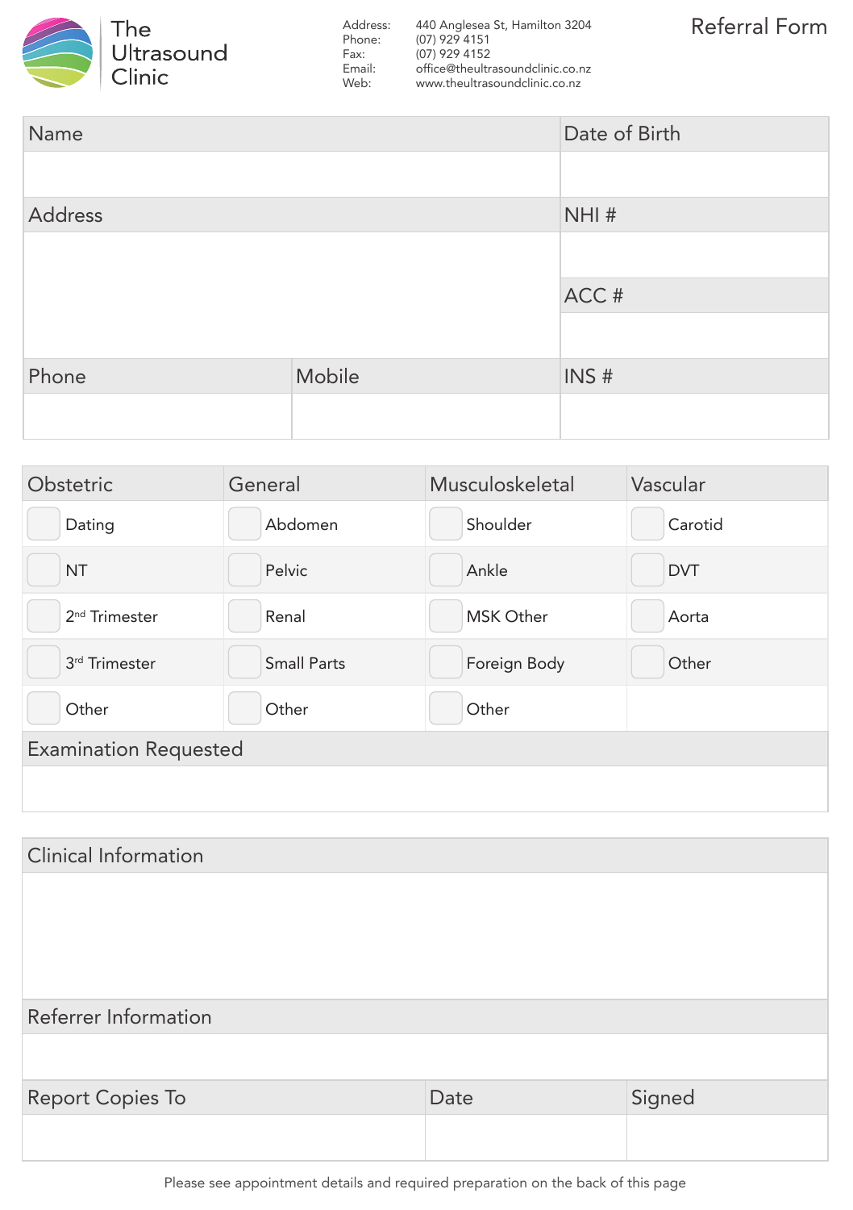# The Ultrasound Clinic

Address: 440 Anglesea St, Hamilton 3204
Phone: (07) 929 4151
Fax: (07) 929 4152
Email: office@theultrasoundclinic.co.nz
Web: www.theultrasoundclinic.co.nz

## Referral Form

| Name | | Date of Birth |
|---|---|---|
| | | |
| Address | | NHI # |
| | | |
| | | ACC # |
| | | |
| Phone | Mobile | INS # |
| | | |

| Obstetric | General | Musculoskeletal | Vascular |
|---|---|---|---|
| ☐ Dating | ☐ Abdomen | ☐ Shoulder | ☐ Carotid |
| ☐ NT | ☐ Pelvic | ☐ Ankle | ☐ DVT |
| ☐ 2nd Trimester | ☐ Renal | ☐ MSK Other | ☐ Aorta |
| ☐ 3rd Trimester | ☐ Small Parts | ☐ Foreign Body | ☐ Other |
| ☐ Other | ☐ Other | ☐ Other | |

**Examination Requested**

**Clinical Information**

**Referrer Information**

| Report Copies To | Date | Signed |
|---|---|---|
| | | |

Please see appointment details and required preparation on the back of this page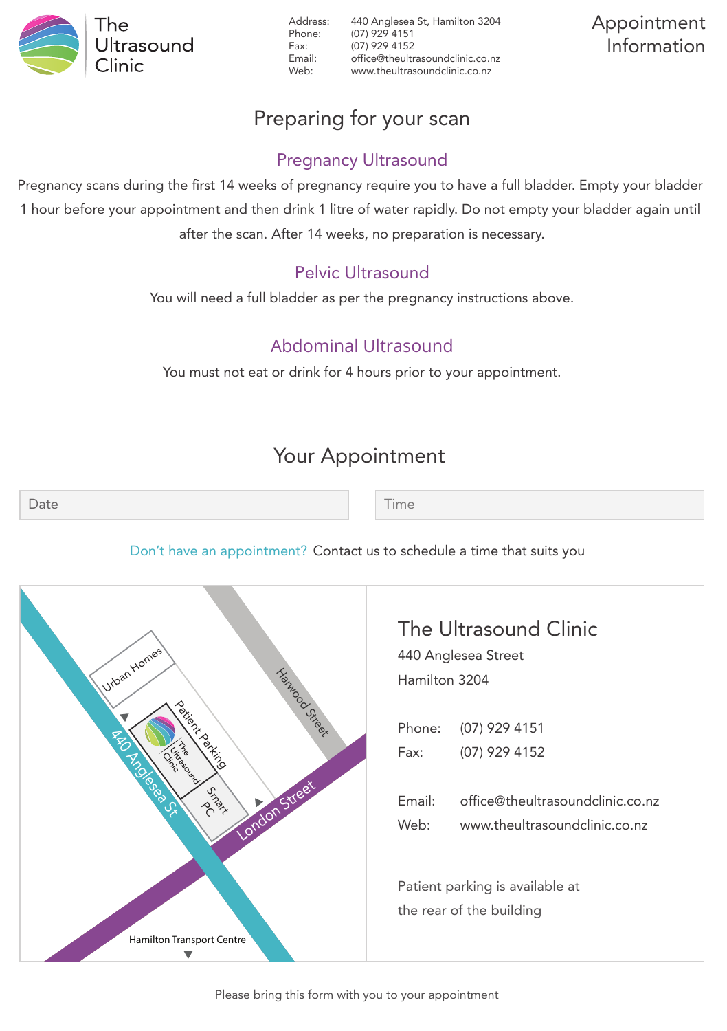The Ultrasound Clinic

Address: 440 Anglesea St, Hamilton 3204
Phone: (07) 929 4151
Fax: (07) 929 4152
Email: office@theultrasoundclinic.co.nz
Web: www.theultrasoundclinic.co.nz

# Appointment Information

## Preparing for your scan

### Pregnancy Ultrasound

Pregnancy scans during the first 14 weeks of pregnancy require you to have a full bladder. Empty your bladder 1 hour before your appointment and then drink 1 litre of water rapidly. Do not empty your bladder again until after the scan. After 14 weeks, no preparation is necessary.

### Pelvic Ultrasound

You will need a full bladder as per the pregnancy instructions above.

### Abdominal Ultrasound

You must not eat or drink for 4 hours prior to your appointment.

---

## Your Appointment

Date

Time

Don't have an appointment? Contact us to schedule a time that suits you

Urban Homes
Patient Parking
The Ultrasound Clinic
Smart PC
440 Anglesea St
Harwood Street
London Street
Hamilton Transport Centre

### The Ultrasound Clinic

440 Anglesea Street
Hamilton 3204

Phone: (07) 929 4151
Fax: (07) 929 4152

Email: office@theultrasoundclinic.co.nz
Web: www.theultrasoundclinic.co.nz

Patient parking is available at the rear of the building

Please bring this form with you to your appointment